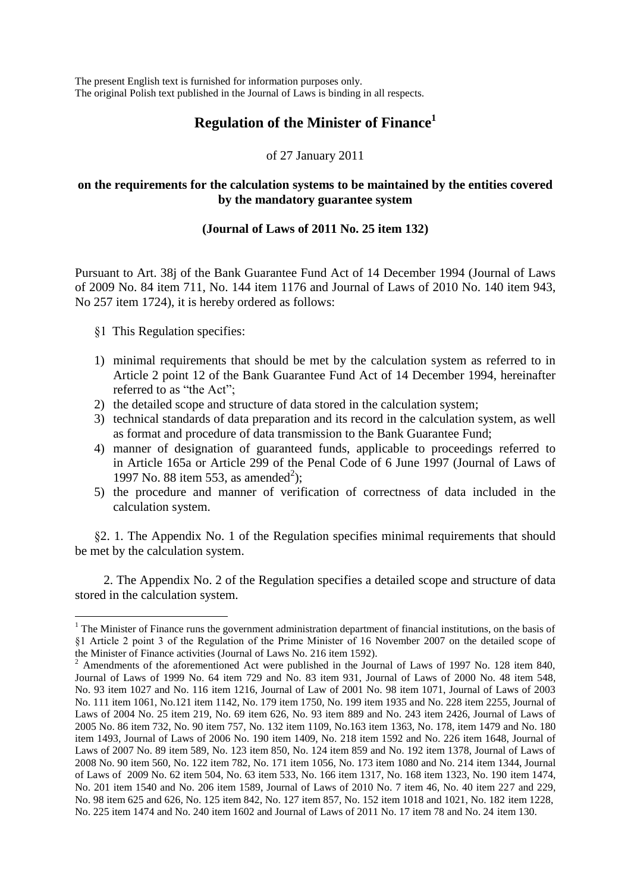The present English text is furnished for information purposes only.
The original Polish text published in the Journal of Laws is binding in all respects.

# Regulation of the Minister of Finance[1]

of 27 January 2011

**on the requirements for the calculation systems to be maintained by the entities covered by the mandatory guarantee system**

**(Journal of Laws of 2011 No. 25 item 132)**

Pursuant to Art. 38j of the Bank Guarantee Fund Act of 14 December 1994 (Journal of Laws of 2009 No. 84 item 711, No. 144 item 1176 and Journal of Laws of 2010 No. 140 item 943, No 257 item 1724), it is hereby ordered as follows:

§1 This Regulation specifies:

1) minimal requirements that should be met by the calculation system as referred to in Article 2 point 12 of the Bank Guarantee Fund Act of 14 December 1994, hereinafter referred to as "the Act";
2) the detailed scope and structure of data stored in the calculation system;
3) technical standards of data preparation and its record in the calculation system, as well as format and procedure of data transmission to the Bank Guarantee Fund;
4) manner of designation of guaranteed funds, applicable to proceedings referred to in Article 165a or Article 299 of the Penal Code of 6 June 1997 (Journal of Laws of 1997 No. 88 item 553, as amended[2]);
5) the procedure and manner of verification of correctness of data included in the calculation system.

§2. 1. The Appendix No. 1 of the Regulation specifies minimal requirements that should be met by the calculation system.

2. The Appendix No. 2 of the Regulation specifies a detailed scope and structure of data stored in the calculation system.

---

[1] The Minister of Finance runs the government administration department of financial institutions, on the basis of §1 Article 2 point 3 of the Regulation of the Prime Minister of 16 November 2007 on the detailed scope of the Minister of Finance activities (Journal of Laws No. 216 item 1592).

[2] Amendments of the aforementioned Act were published in the Journal of Laws of 1997 No. 128 item 840, Journal of Laws of 1999 No. 64 item 729 and No. 83 item 931, Journal of Laws of 2000 No. 48 item 548, No. 93 item 1027 and No. 116 item 1216, Journal of Law of 2001 No. 98 item 1071, Journal of Laws of 2003 No. 111 item 1061, No.121 item 1142, No. 179 item 1750, No. 199 item 1935 and No. 228 item 2255, Journal of Laws of 2004 No. 25 item 219, No. 69 item 626, No. 93 item 889 and No. 243 item 2426, Journal of Laws of 2005 No. 86 item 732, No. 90 item 757, No. 132 item 1109, No.163 item 1363, No. 178, item 1479 and No. 180 item 1493, Journal of Laws of 2006 No. 190 item 1409, No. 218 item 1592 and No. 226 item 1648, Journal of Laws of 2007 No. 89 item 589, No. 123 item 850, No. 124 item 859 and No. 192 item 1378, Journal of Laws of 2008 No. 90 item 560, No. 122 item 782, No. 171 item 1056, No. 173 item 1080 and No. 214 item 1344, Journal of Laws of 2009 No. 62 item 504, No. 63 item 533, No. 166 item 1317, No. 168 item 1323, No. 190 item 1474, No. 201 item 1540 and No. 206 item 1589, Journal of Laws of 2010 No. 7 item 46, No. 40 item 227 and 229, No. 98 item 625 and 626, No. 125 item 842, No. 127 item 857, No. 152 item 1018 and 1021, No. 182 item 1228, No. 225 item 1474 and No. 240 item 1602 and Journal of Laws of 2011 No. 17 item 78 and No. 24 item 130.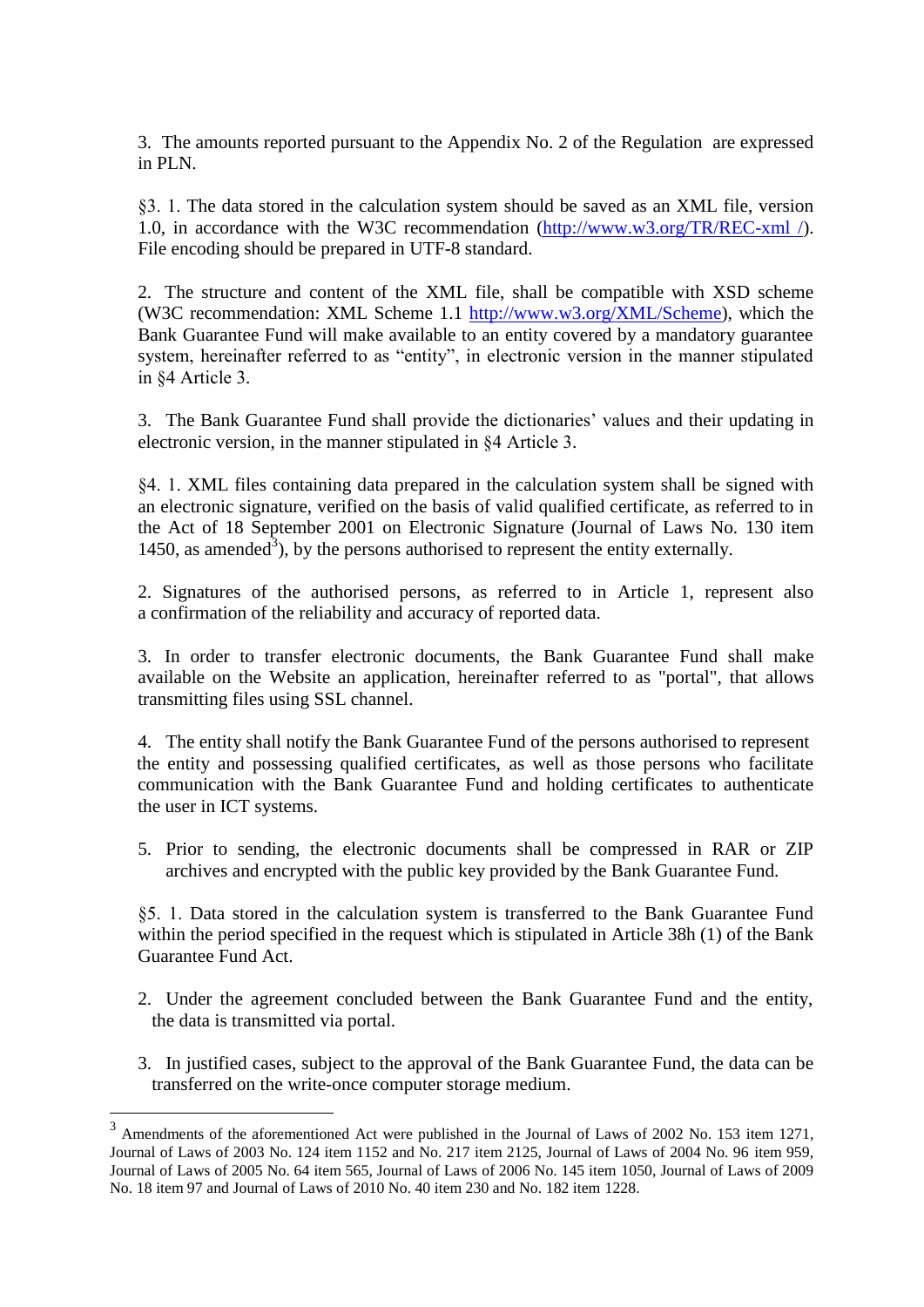3. The amounts reported pursuant to the Appendix No. 2 of the Regulation are expressed in PLN.

§3. 1. The data stored in the calculation system should be saved as an XML file, version 1.0, in accordance with the W3C recommendation (http://www.w3.org/TR/REC-xml /). File encoding should be prepared in UTF-8 standard.

2. The structure and content of the XML file, shall be compatible with XSD scheme (W3C recommendation: XML Scheme 1.1 http://www.w3.org/XML/Scheme), which the Bank Guarantee Fund will make available to an entity covered by a mandatory guarantee system, hereinafter referred to as "entity", in electronic version in the manner stipulated in §4 Article 3.

3. The Bank Guarantee Fund shall provide the dictionaries' values and their updating in electronic version, in the manner stipulated in §4 Article 3.

§4. 1. XML files containing data prepared in the calculation system shall be signed with an electronic signature, verified on the basis of valid qualified certificate, as referred to in the Act of 18 September 2001 on Electronic Signature (Journal of Laws No. 130 item 1450, as amended[3]), by the persons authorised to represent the entity externally.

2. Signatures of the authorised persons, as referred to in Article 1, represent also a confirmation of the reliability and accuracy of reported data.

3. In order to transfer electronic documents, the Bank Guarantee Fund shall make available on the Website an application, hereinafter referred to as "portal", that allows transmitting files using SSL channel.

4. The entity shall notify the Bank Guarantee Fund of the persons authorised to represent the entity and possessing qualified certificates, as well as those persons who facilitate communication with the Bank Guarantee Fund and holding certificates to authenticate the user in ICT systems.

5. Prior to sending, the electronic documents shall be compressed in RAR or ZIP archives and encrypted with the public key provided by the Bank Guarantee Fund.

§5. 1. Data stored in the calculation system is transferred to the Bank Guarantee Fund within the period specified in the request which is stipulated in Article 38h (1) of the Bank Guarantee Fund Act.

2. Under the agreement concluded between the Bank Guarantee Fund and the entity, the data is transmitted via portal.

3. In justified cases, subject to the approval of the Bank Guarantee Fund, the data can be transferred on the write-once computer storage medium.

---

[3] Amendments of the aforementioned Act were published in the Journal of Laws of 2002 No. 153 item 1271, Journal of Laws of 2003 No. 124 item 1152 and No. 217 item 2125, Journal of Laws of 2004 No. 96 item 959, Journal of Laws of 2005 No. 64 item 565, Journal of Laws of 2006 No. 145 item 1050, Journal of Laws of 2009 No. 18 item 97 and Journal of Laws of 2010 No. 40 item 230 and No. 182 item 1228.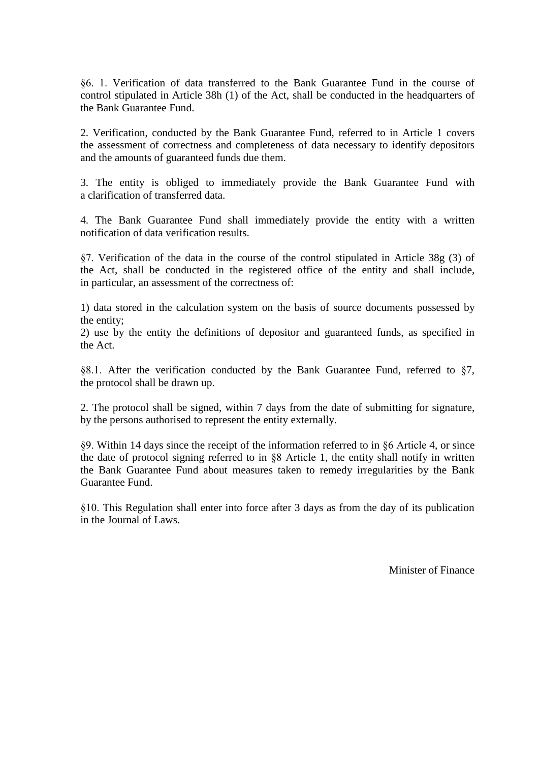§6. 1. Verification of data transferred to the Bank Guarantee Fund in the course of control stipulated in Article 38h (1) of the Act, shall be conducted in the headquarters of the Bank Guarantee Fund.

2. Verification, conducted by the Bank Guarantee Fund, referred to in Article 1 covers the assessment of correctness and completeness of data necessary to identify depositors and the amounts of guaranteed funds due them.

3. The entity is obliged to immediately provide the Bank Guarantee Fund with a clarification of transferred data.

4. The Bank Guarantee Fund shall immediately provide the entity with a written notification of data verification results.

§7. Verification of the data in the course of the control stipulated in Article 38g (3) of the Act, shall be conducted in the registered office of the entity and shall include, in particular, an assessment of the correctness of:

1) data stored in the calculation system on the basis of source documents possessed by the entity;
2) use by the entity the definitions of depositor and guaranteed funds, as specified in the Act.

§8.1. After the verification conducted by the Bank Guarantee Fund, referred to §7, the protocol shall be drawn up.

2. The protocol shall be signed, within 7 days from the date of submitting for signature, by the persons authorised to represent the entity externally.

§9. Within 14 days since the receipt of the information referred to in §6 Article 4, or since the date of protocol signing referred to in §8 Article 1, the entity shall notify in written the Bank Guarantee Fund about measures taken to remedy irregularities by the Bank Guarantee Fund.

§10. This Regulation shall enter into force after 3 days as from the day of its publication in the Journal of Laws.

Minister of Finance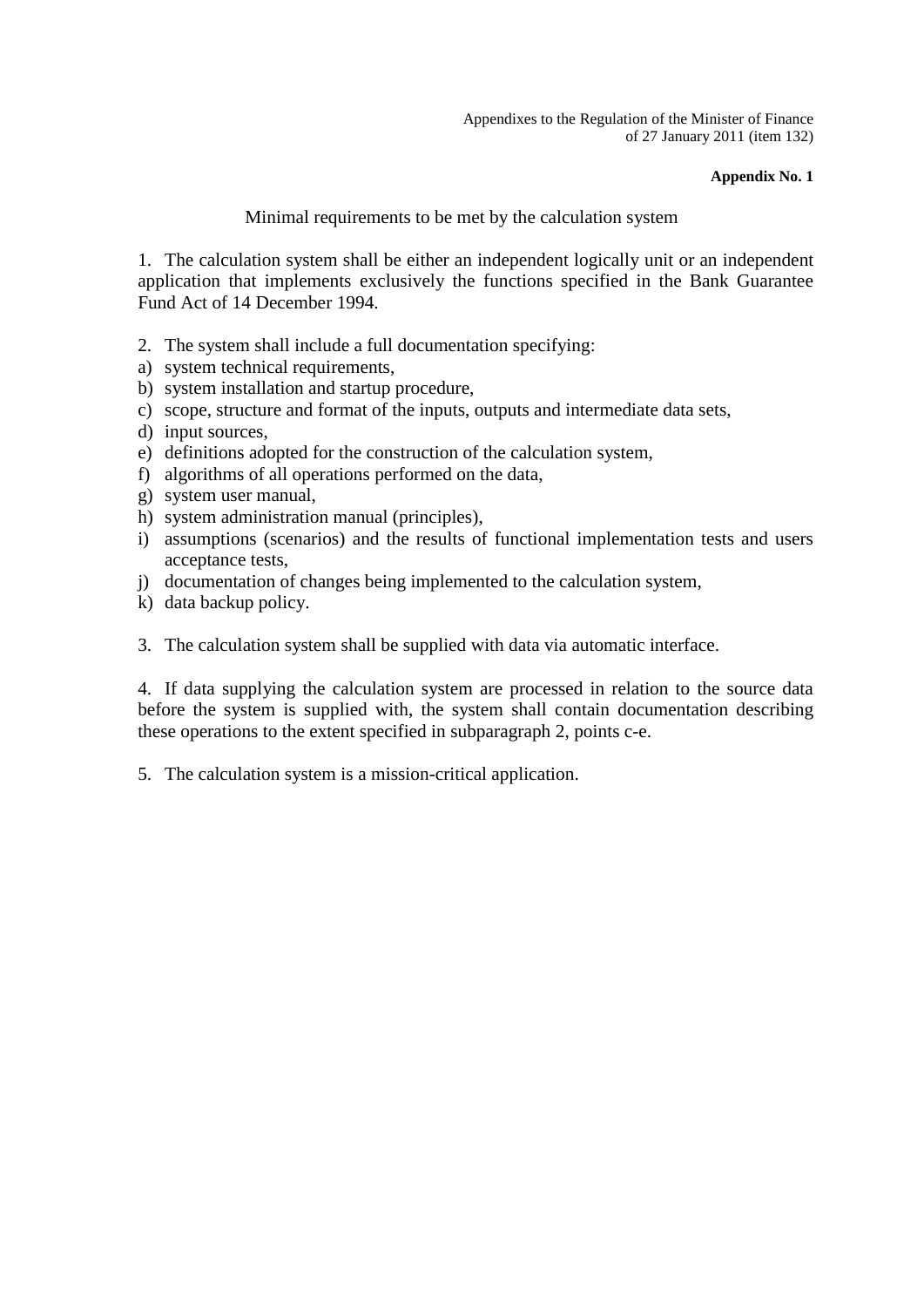Appendixes to the Regulation of the Minister of Finance
of 27 January 2011 (item 132)

**Appendix No. 1**

Minimal requirements to be met by the calculation system

1. The calculation system shall be either an independent logically unit or an independent application that implements exclusively the functions specified in the Bank Guarantee Fund Act of 14 December 1994.

2. The system shall include a full documentation specifying:
a) system technical requirements,
b) system installation and startup procedure,
c) scope, structure and format of the inputs, outputs and intermediate data sets,
d) input sources,
e) definitions adopted for the construction of the calculation system,
f) algorithms of all operations performed on the data,
g) system user manual,
h) system administration manual (principles),
i) assumptions (scenarios) and the results of functional implementation tests and users acceptance tests,
j) documentation of changes being implemented to the calculation system,
k) data backup policy.

3. The calculation system shall be supplied with data via automatic interface.

4. If data supplying the calculation system are processed in relation to the source data before the system is supplied with, the system shall contain documentation describing these operations to the extent specified in subparagraph 2, points c-e.

5. The calculation system is a mission-critical application.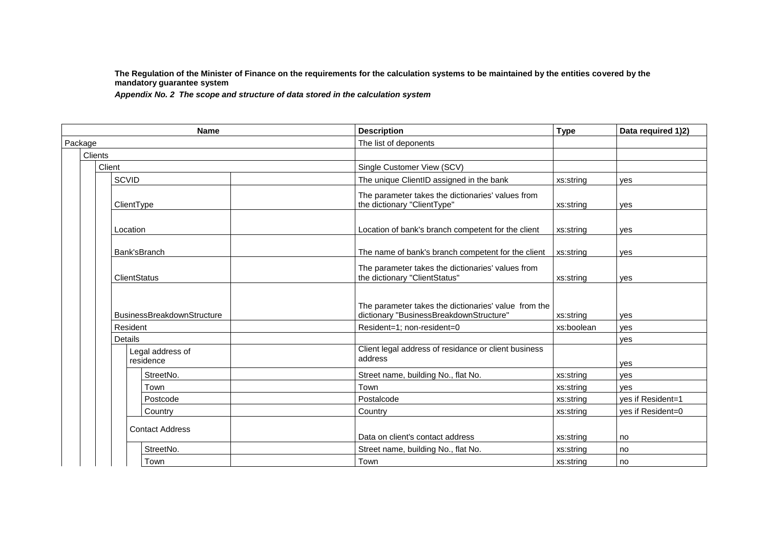**The Regulation of the Minister of Finance on the requirements for the calculation systems to be maintained by the entities covered by the mandatory guarantee system**

***Appendix No. 2 The scope and structure of data stored in the calculation system***

| Name | Description | Type | Data required 1)2) |
|---|---|---|---|
| Package | The list of deponents | | |
| Clients | | | |
| Client | Single Customer View (SCV) | | |
| SCVID | The unique ClientID assigned in the bank | xs:string | yes |
| ClientType | The parameter takes the dictionaries' values from the dictionary "ClientType" | xs:string | yes |
| Location | Location of bank's branch competent for the client | xs:string | yes |
| Bank'sBranch | The name of bank's branch competent for the client | xs:string | yes |
| ClientStatus | The parameter takes the dictionaries' values from the dictionary "ClientStatus" | xs:string | yes |
| BusinessBreakdownStructure | The parameter takes the dictionaries' value from the dictionary "BusinessBreakdownStructure" | xs:string | yes |
| Resident | Resident=1; non-resident=0 | xs:boolean | yes |
| Details | | | yes |
| Legal address of residence | Client legal address of residence or client business address | | yes |
| StreetNo. | Street name, building No., flat No. | xs:string | yes |
| Town | Town | xs:string | yes |
| Postcode | Postalcode | xs:string | yes if Resident=1 |
| Country | Country | xs:string | yes if Resident=0 |
| Contact Address | Data on client's contact address | xs:string | no |
| StreetNo. | Street name, building No., flat No. | xs:string | no |
| Town | Town | xs:string | no |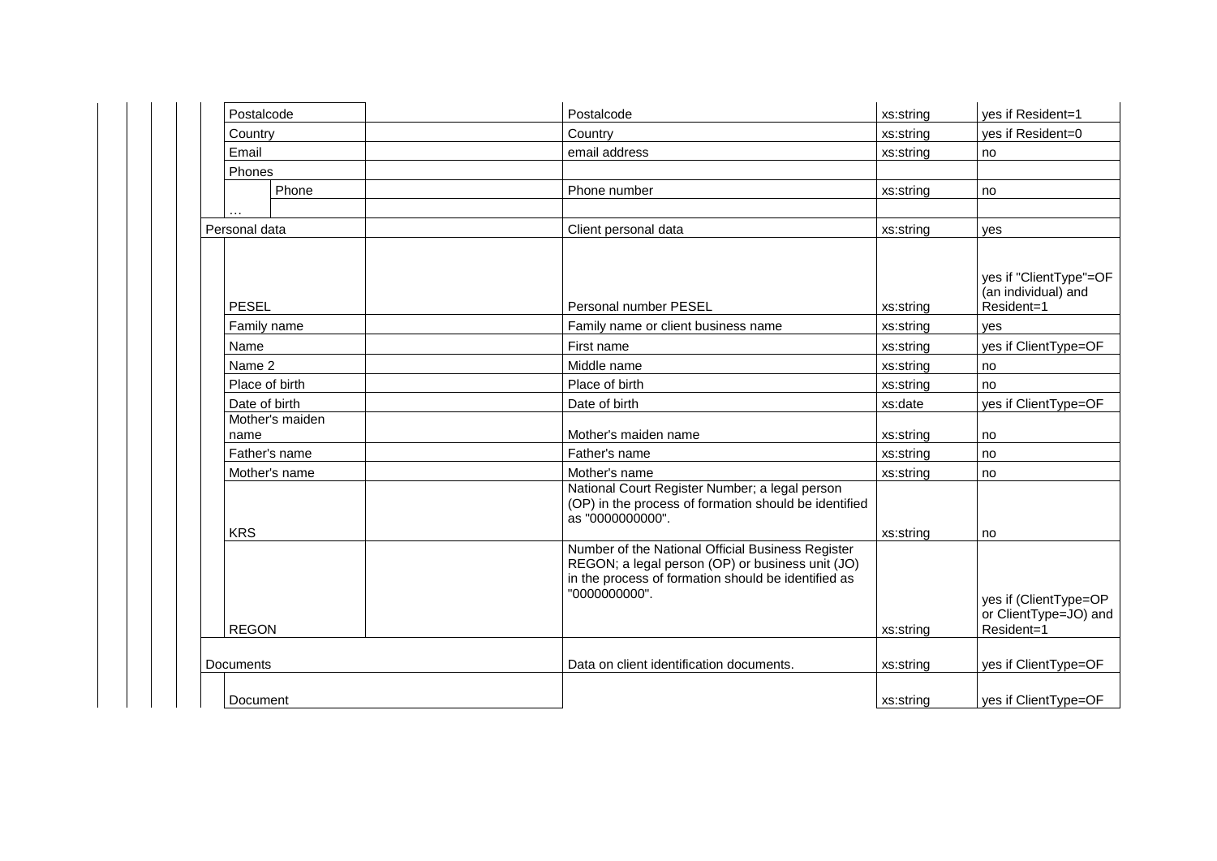| Element | | Description | Type | Required |
|---|---|---|---|---|
| Postalcode | | Postalcode | xs:string | yes if Resident=1 |
| Country | | Country | xs:string | yes if Resident=0 |
| Email | | email address | xs:string | no |
| Phones | | | | |
| Phone | | Phone number | xs:string | no |
| … | | | | |
| Personal data | | Client personal data | xs:string | yes |
| PESEL | | Personal number PESEL | xs:string | yes if "ClientType"=OF (an individual) and Resident=1 |
| Family name | | Family name or client business name | xs:string | yes |
| Name | | First name | xs:string | yes if ClientType=OF |
| Name 2 | | Middle name | xs:string | no |
| Place of birth | | Place of birth | xs:string | no |
| Date of birth | | Date of birth | xs:date | yes if ClientType=OF |
| Mother's maiden name | | Mother's maiden name | xs:string | no |
| Father's name | | Father's name | xs:string | no |
| Mother's name | | Mother's name | xs:string | no |
| KRS | | National Court Register Number; a legal person (OP) in the process of formation should be identified as "0000000000". | xs:string | no |
| REGON | | Number of the National Official Business Register REGON; a legal person (OP) or business unit (JO) in the process of formation should be identified as "0000000000". | xs:string | yes if (ClientType=OP or ClientType=JO) and Resident=1 |
| Documents | | Data on client identification documents. | xs:string | yes if ClientType=OF |
| Document | | | xs:string | yes if ClientType=OF |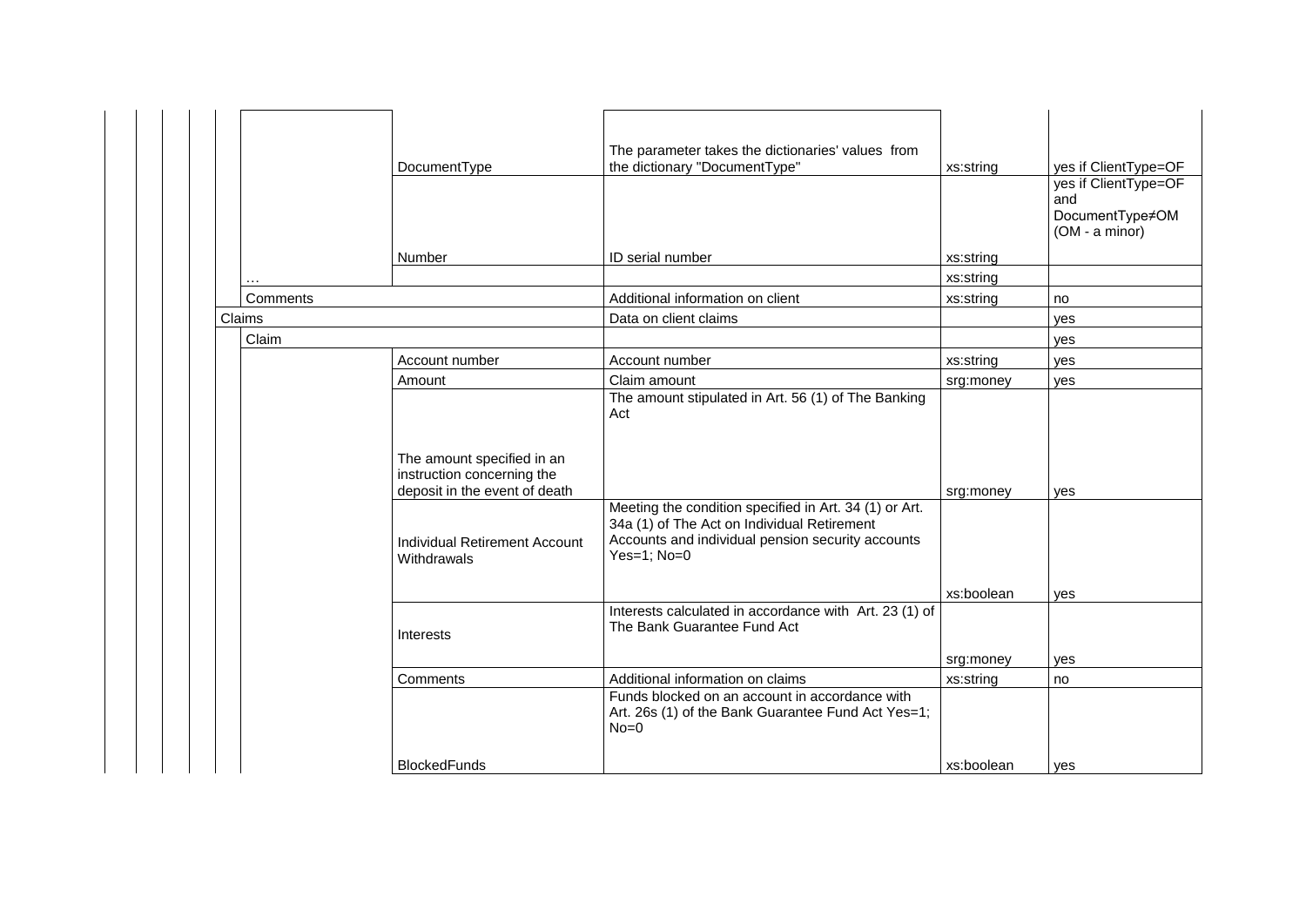| | | | | |
|---|---|---|---|---|
| | DocumentType | The parameter takes the dictionaries' values from the dictionary "DocumentType" | xs:string | yes if ClientType=OF |
| | Number | ID serial number | xs:string | yes if ClientType=OF and DocumentType≠OM (OM - a minor) |
| … | | | xs:string | |
| Comments | | Additional information on client | xs:string | no |
| Claims | | Data on client claims | | yes |
| Claim | | | | yes |
| | Account number | Account number | xs:string | yes |
| | Amount | Claim amount | srg:money | yes |
| | The amount specified in an instruction concerning the deposit in the event of death | The amount stipulated in Art. 56 (1) of The Banking Act | srg:money | yes |
| | Individual Retirement Account Withdrawals | Meeting the condition specified in Art. 34 (1) or Art. 34a (1) of The Act on Individual Retirement Accounts and individual pension security accounts Yes=1; No=0 | xs:boolean | yes |
| | Interests | Interests calculated in accordance with Art. 23 (1) of The Bank Guarantee Fund Act | srg:money | yes |
| | Comments | Additional information on claims | xs:string | no |
| | BlockedFunds | Funds blocked on an account in accordance with Art. 26s (1) of the Bank Guarantee Fund Act Yes=1; No=0 | xs:boolean | yes |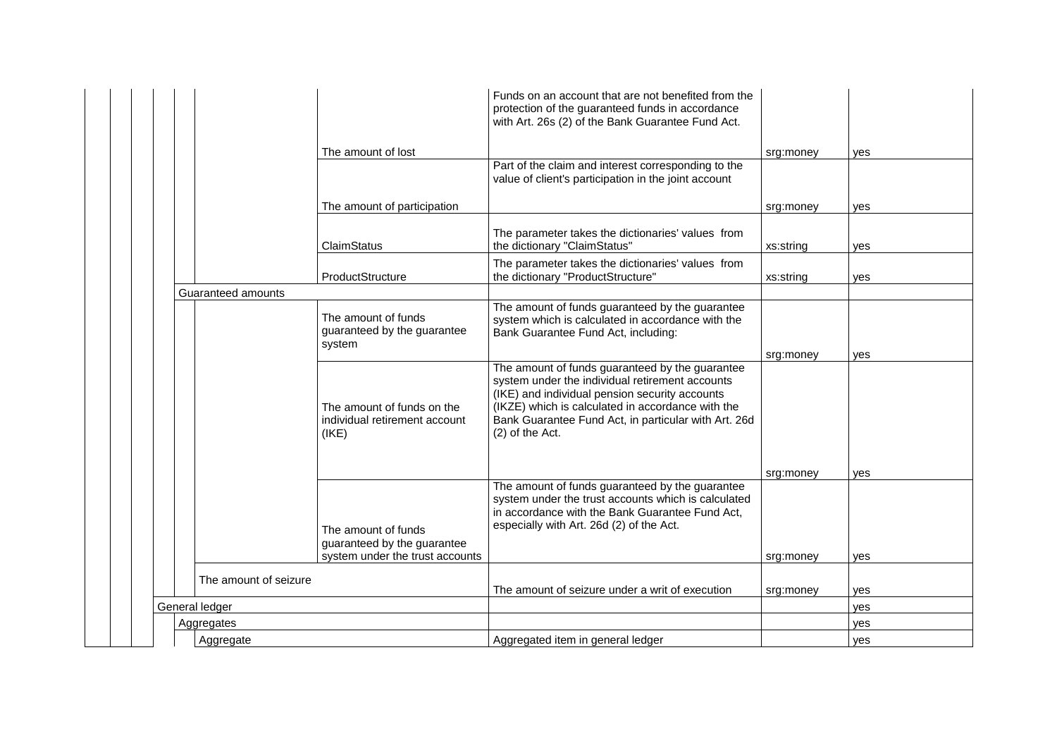| Level 1 | Level 2 | Level 3 | Level 4 | Level 5 | Level 6 | Element | Description | Type | Required |
|---|---|---|---|---|---|---|---|---|---|
| | | | | | | The amount of lost | Funds on an account that are not benefited from the protection of the guaranteed funds in accordance with Art. 26s (2) of the Bank Guarantee Fund Act. | srg:money | yes |
| | | | | | | The amount of participation | Part of the claim and interest corresponding to the value of client's participation in the joint account | srg:money | yes |
| | | | | | | ClaimStatus | The parameter takes the dictionaries' values from the dictionary "ClaimStatus" | xs:string | yes |
| | | | | | | ProductStructure | The parameter takes the dictionaries' values from the dictionary "ProductStructure" | xs:string | yes |
| | | | | Guaranteed amounts | | | | | |
| | | | | | | The amount of funds guaranteed by the guarantee system | The amount of funds guaranteed by the guarantee system which is calculated in accordance with the Bank Guarantee Fund Act, including: | srg:money | yes |
| | | | | | | The amount of funds on the individual retirement account (IKE) | The amount of funds guaranteed by the guarantee system under the individual retirement accounts (IKE) and individual pension security accounts (IKZE) which is calculated in accordance with the Bank Guarantee Fund Act, in particular with Art. 26d (2) of the Act. | srg:money | yes |
| | | | | | | The amount of funds guaranteed by the guarantee system under the trust accounts | The amount of funds guaranteed by the guarantee system under the trust accounts which is calculated in accordance with the Bank Guarantee Fund Act, especially with Art. 26d (2) of the Act. | srg:money | yes |
| | | | | | The amount of seizure | | The amount of seizure under a writ of execution | srg:money | yes |
| | | | General ledger | | | | | | yes |
| | | | | Aggregates | | | | | yes |
| | | | | | Aggregate | | Aggregated item in general ledger | | yes |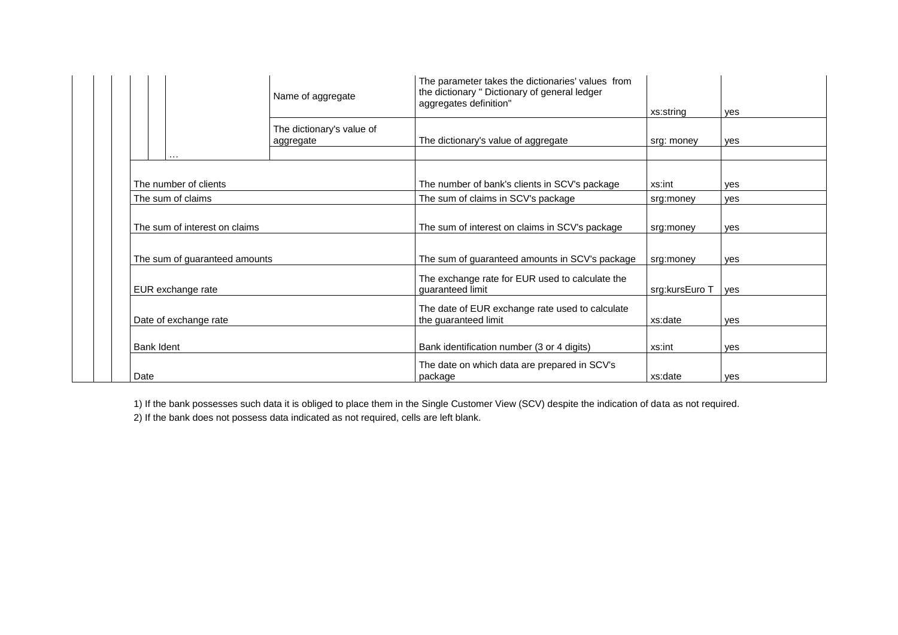| | | | | | | | | |
|---|---|---|---|---|---|---|---|---|
| | | | | | | Name of aggregate | The parameter takes the dictionaries' values from the dictionary " Dictionary of general ledger aggregates definition" | xs:string | yes |
| | | | | | | The dictionary's value of aggregate | The dictionary's value of aggregate | srg: money | yes |
| | | | | | … | | | | |
| | | | The number of clients | | | | The number of bank's clients in SCV's package | xs:int | yes |
| | | | The sum of claims | | | | The sum of claims in SCV's package | srg:money | yes |
| | | | The sum of interest on claims | | | | The sum of interest on claims in SCV's package | srg:money | yes |
| | | | The sum of guaranteed amounts | | | | The sum of guaranteed amounts in SCV's package | srg:money | yes |
| | | | EUR exchange rate | | | | The exchange rate for EUR used to calculate the guaranteed limit | srg:kursEuro T | yes |
| | | | Date of exchange rate | | | | The date of EUR exchange rate used to calculate the guaranteed limit | xs:date | yes |
| | | | Bank Ident | | | | Bank identification number (3 or 4 digits) | xs:int | yes |
| | | | Date | | | | The date on which data are prepared in SCV's package | xs:date | yes |

1) If the bank possesses such data it is obliged to place them in the Single Customer View (SCV) despite the indication of data as not required.

2) If the bank does not possess data indicated as not required, cells are left blank.